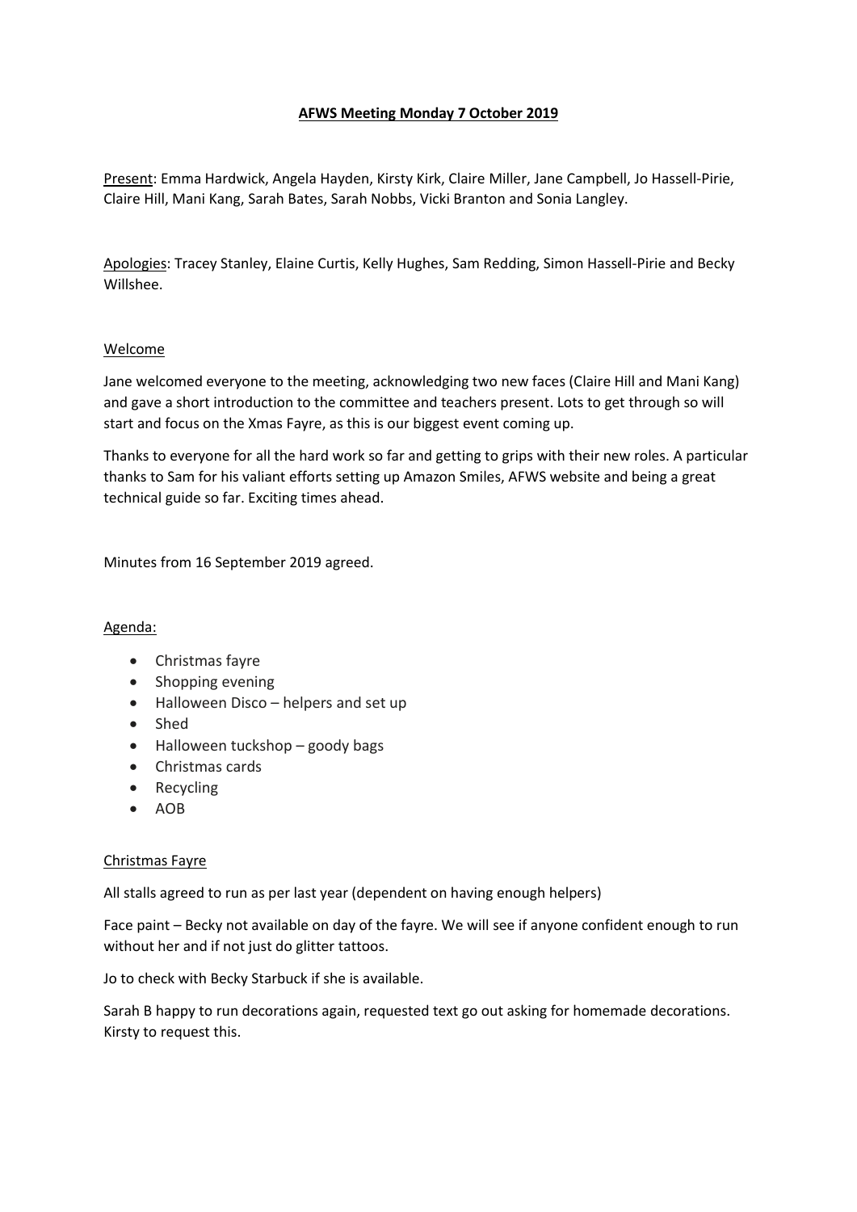# AFWS Meeting Monday 7 October 2019

Present: Emma Hardwick, Angela Hayden, Kirsty Kirk, Claire Miller, Jane Campbell, Jo Hassell-Pirie, Claire Hill, Mani Kang, Sarah Bates, Sarah Nobbs, Vicki Branton and Sonia Langley.

Apologies: Tracey Stanley, Elaine Curtis, Kelly Hughes, Sam Redding, Simon Hassell-Pirie and Becky Willshee.

## Welcome

Jane welcomed everyone to the meeting, acknowledging two new faces (Claire Hill and Mani Kang) and gave a short introduction to the committee and teachers present. Lots to get through so will start and focus on the Xmas Fayre, as this is our biggest event coming up.

Thanks to everyone for all the hard work so far and getting to grips with their new roles. A particular thanks to Sam for his valiant efforts setting up Amazon Smiles, AFWS website and being a great technical guide so far. Exciting times ahead.

Minutes from 16 September 2019 agreed.

## Agenda:

- Christmas fayre
- Shopping evening
- Halloween Disco – helpers and set up
- Shed
- Halloween tuckshop – goody bags
- Christmas cards
- Recycling
- AOB

## Christmas Fayre

All stalls agreed to run as per last year (dependent on having enough helpers)

Face paint – Becky not available on day of the fayre. We will see if anyone confident enough to run without her and if not just do glitter tattoos.

Jo to check with Becky Starbuck if she is available.

Sarah B happy to run decorations again, requested text go out asking for homemade decorations. Kirsty to request this.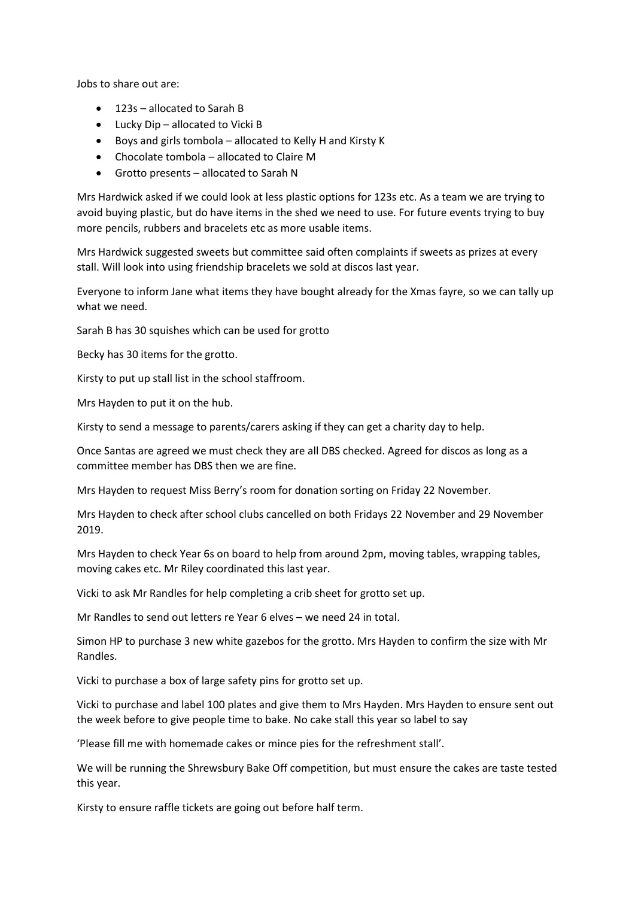Jobs to share out are:

- 123s – allocated to Sarah B
- Lucky Dip – allocated to Vicki B
- Boys and girls tombola – allocated to Kelly H and Kirsty K
- Chocolate tombola – allocated to Claire M
- Grotto presents – allocated to Sarah N

Mrs Hardwick asked if we could look at less plastic options for 123s etc. As a team we are trying to avoid buying plastic, but do have items in the shed we need to use. For future events trying to buy more pencils, rubbers and bracelets etc as more usable items.

Mrs Hardwick suggested sweets but committee said often complaints if sweets as prizes at every stall. Will look into using friendship bracelets we sold at discos last year.

Everyone to inform Jane what items they have bought already for the Xmas fayre, so we can tally up what we need.

Sarah B has 30 squishes which can be used for grotto

Becky has 30 items for the grotto.

Kirsty to put up stall list in the school staffroom.

Mrs Hayden to put it on the hub.

Kirsty to send a message to parents/carers asking if they can get a charity day to help.

Once Santas are agreed we must check they are all DBS checked. Agreed for discos as long as a committee member has DBS then we are fine.

Mrs Hayden to request Miss Berry's room for donation sorting on Friday 22 November.

Mrs Hayden to check after school clubs cancelled on both Fridays 22 November and 29 November 2019.

Mrs Hayden to check Year 6s on board to help from around 2pm, moving tables, wrapping tables, moving cakes etc. Mr Riley coordinated this last year.

Vicki to ask Mr Randles for help completing a crib sheet for grotto set up.

Mr Randles to send out letters re Year 6 elves – we need 24 in total.

Simon HP to purchase 3 new white gazebos for the grotto. Mrs Hayden to confirm the size with Mr Randles.

Vicki to purchase a box of large safety pins for grotto set up.

Vicki to purchase and label 100 plates and give them to Mrs Hayden. Mrs Hayden to ensure sent out the week before to give people time to bake. No cake stall this year so label to say

'Please fill me with homemade cakes or mince pies for the refreshment stall'.

We will be running the Shrewsbury Bake Off competition, but must ensure the cakes are taste tested this year.

Kirsty to ensure raffle tickets are going out before half term.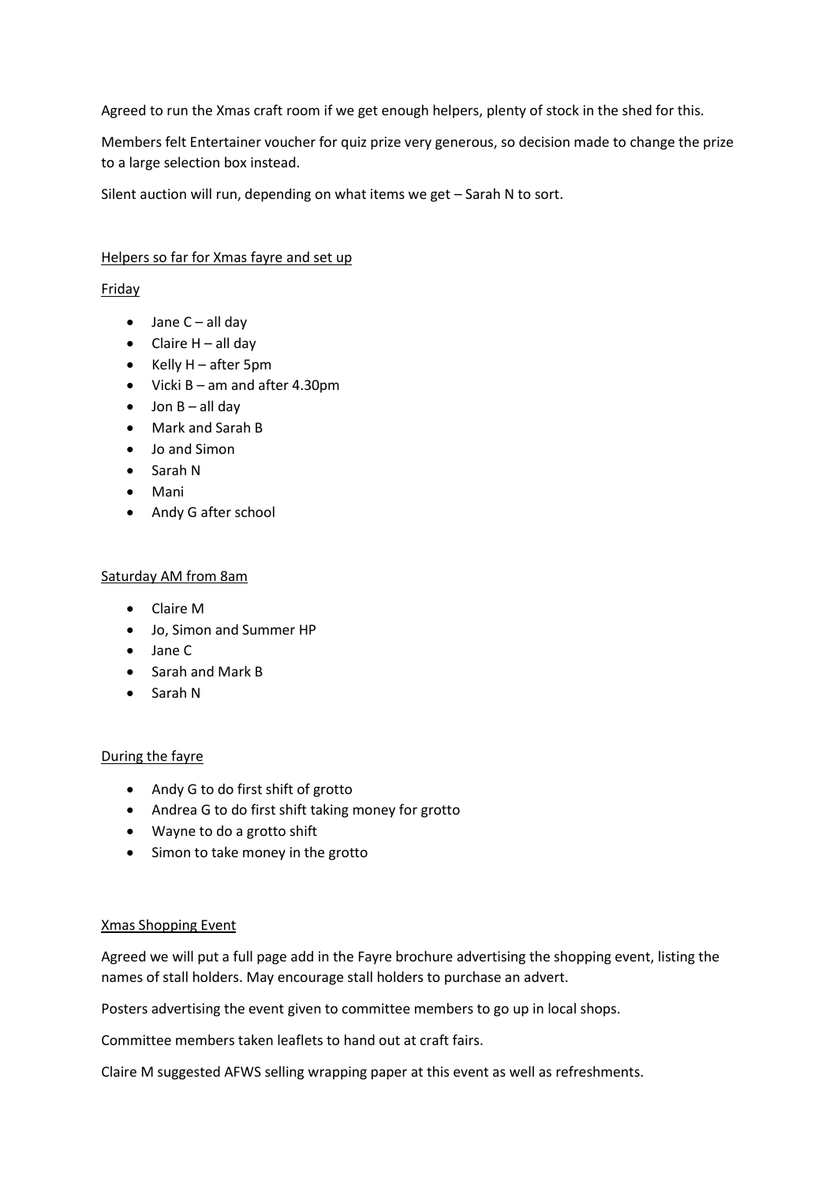Agreed to run the Xmas craft room if we get enough helpers, plenty of stock in the shed for this.

Members felt Entertainer voucher for quiz prize very generous, so decision made to change the prize to a large selection box instead.

Silent auction will run, depending on what items we get – Sarah N to sort.

<u>Helpers so far for Xmas fayre and set up</u>

<u>Friday</u>

- Jane C – all day
- Claire H – all day
- Kelly H – after 5pm
- Vicki B – am and after 4.30pm
- Jon B – all day
- Mark and Sarah B
- Jo and Simon
- Sarah N
- Mani
- Andy G after school

<u>Saturday AM from 8am</u>

- Claire M
- Jo, Simon and Summer HP
- Jane C
- Sarah and Mark B
- Sarah N

<u>During the fayre</u>

- Andy G to do first shift of grotto
- Andrea G to do first shift taking money for grotto
- Wayne to do a grotto shift
- Simon to take money in the grotto

<u>Xmas Shopping Event</u>

Agreed we will put a full page add in the Fayre brochure advertising the shopping event, listing the names of stall holders. May encourage stall holders to purchase an advert.

Posters advertising the event given to committee members to go up in local shops.

Committee members taken leaflets to hand out at craft fairs.

Claire M suggested AFWS selling wrapping paper at this event as well as refreshments.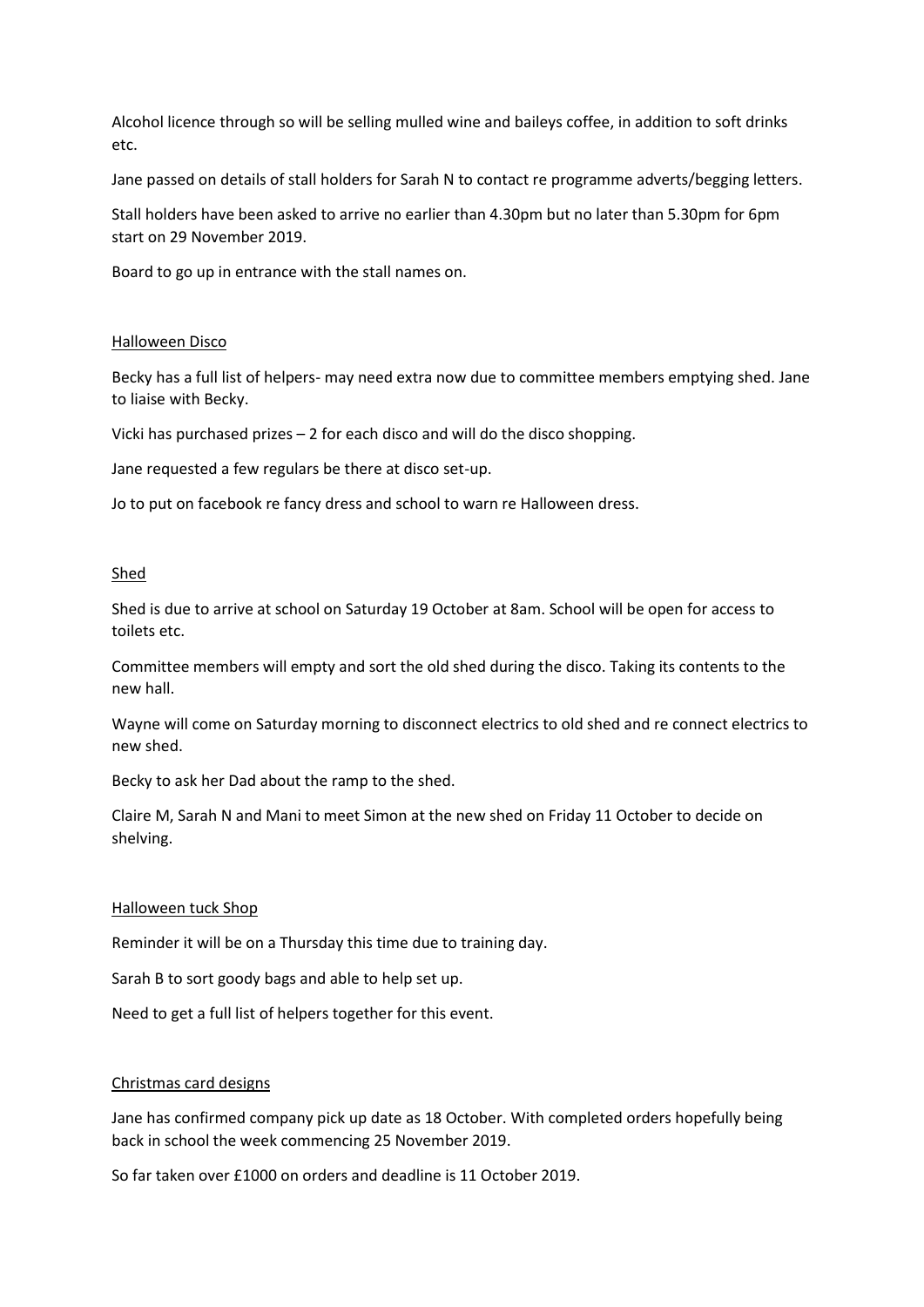Alcohol licence through so will be selling mulled wine and baileys coffee, in addition to soft drinks etc.

Jane passed on details of stall holders for Sarah N to contact re programme adverts/begging letters.

Stall holders have been asked to arrive no earlier than 4.30pm but no later than 5.30pm for 6pm start on 29 November 2019.

Board to go up in entrance with the stall names on.

## Halloween Disco

Becky has a full list of helpers- may need extra now due to committee members emptying shed. Jane to liaise with Becky.

Vicki has purchased prizes – 2 for each disco and will do the disco shopping.

Jane requested a few regulars be there at disco set-up.

Jo to put on facebook re fancy dress and school to warn re Halloween dress.

## Shed

Shed is due to arrive at school on Saturday 19 October at 8am. School will be open for access to toilets etc.

Committee members will empty and sort the old shed during the disco. Taking its contents to the new hall.

Wayne will come on Saturday morning to disconnect electrics to old shed and re connect electrics to new shed.

Becky to ask her Dad about the ramp to the shed.

Claire M, Sarah N and Mani to meet Simon at the new shed on Friday 11 October to decide on shelving.

## Halloween tuck Shop

Reminder it will be on a Thursday this time due to training day.

Sarah B to sort goody bags and able to help set up.

Need to get a full list of helpers together for this event.

## Christmas card designs

Jane has confirmed company pick up date as 18 October. With completed orders hopefully being back in school the week commencing 25 November 2019.

So far taken over £1000 on orders and deadline is 11 October 2019.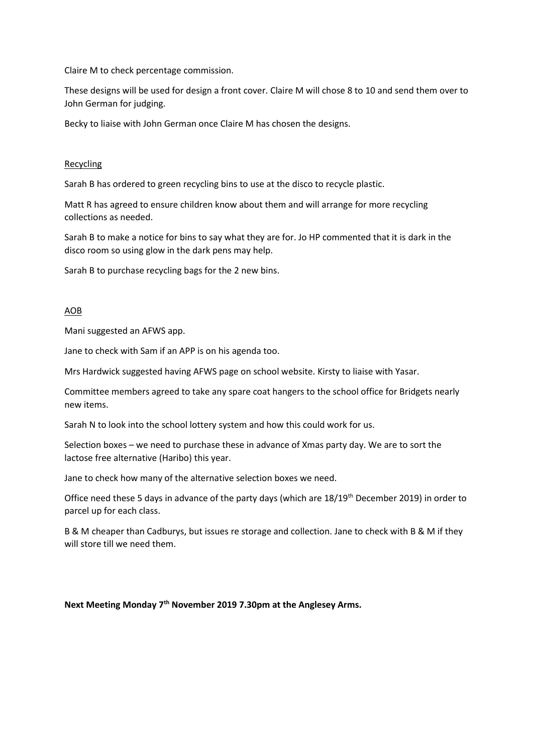Claire M to check percentage commission.

These designs will be used for design a front cover. Claire M will chose 8 to 10 and send them over to John German for judging.

Becky to liaise with John German once Claire M has chosen the designs.

## Recycling

Sarah B has ordered to green recycling bins to use at the disco to recycle plastic.

Matt R has agreed to ensure children know about them and will arrange for more recycling collections as needed.

Sarah B to make a notice for bins to say what they are for. Jo HP commented that it is dark in the disco room so using glow in the dark pens may help.

Sarah B to purchase recycling bags for the 2 new bins.

## AOB

Mani suggested an AFWS app.

Jane to check with Sam if an APP is on his agenda too.

Mrs Hardwick suggested having AFWS page on school website. Kirsty to liaise with Yasar.

Committee members agreed to take any spare coat hangers to the school office for Bridgets nearly new items.

Sarah N to look into the school lottery system and how this could work for us.

Selection boxes – we need to purchase these in advance of Xmas party day. We are to sort the lactose free alternative (Haribo) this year.

Jane to check how many of the alternative selection boxes we need.

Office need these 5 days in advance of the party days (which are 18/19th December 2019) in order to parcel up for each class.

B & M cheaper than Cadburys, but issues re storage and collection. Jane to check with B & M if they will store till we need them.

**Next Meeting Monday 7th November 2019 7.30pm at the Anglesey Arms.**